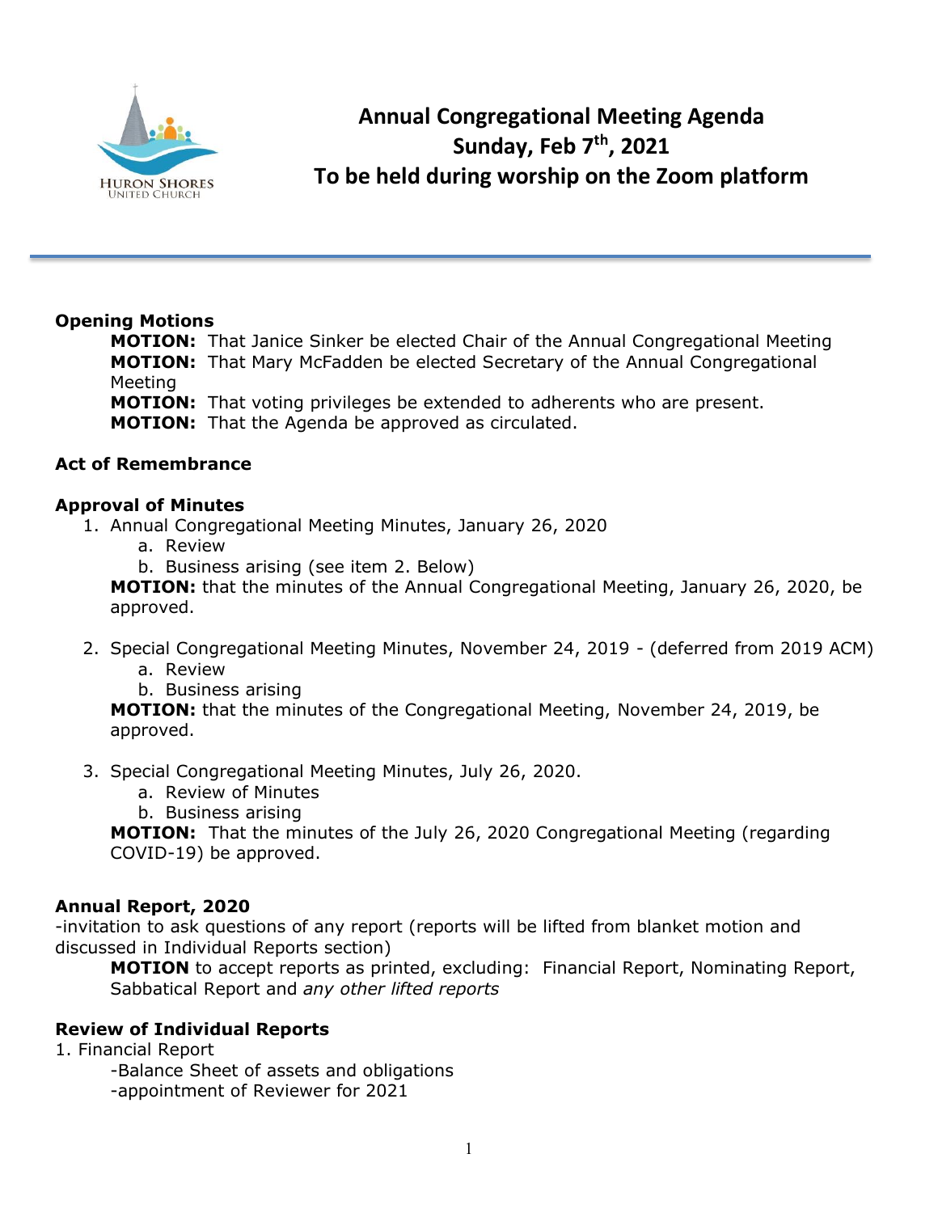Huron Shores United Church

# Annual Congregational Meeting Agenda
## Sunday, Feb 7th, 2021
## To be held during worship on the Zoom platform

---

**Opening Motions**

> **MOTION:** That Janice Sinker be elected Chair of the Annual Congregational Meeting
> **MOTION:** That Mary McFadden be elected Secretary of the Annual Congregational Meeting
> **MOTION:** That voting privileges be extended to adherents who are present.
> **MOTION:** That the Agenda be approved as circulated.

**Act of Remembrance**

**Approval of Minutes**

1. Annual Congregational Meeting Minutes, January 26, 2020
   a. Review
   b. Business arising (see item 2. Below)

   **MOTION:** that the minutes of the Annual Congregational Meeting, January 26, 2020, be approved.

2. Special Congregational Meeting Minutes, November 24, 2019 - (deferred from 2019 ACM)
   a. Review
   b. Business arising

   **MOTION:** that the minutes of the Congregational Meeting, November 24, 2019, be approved.

3. Special Congregational Meeting Minutes, July 26, 2020.
   a. Review of Minutes
   b. Business arising

   **MOTION:** That the minutes of the July 26, 2020 Congregational Meeting (regarding COVID-19) be approved.

**Annual Report, 2020**

-invitation to ask questions of any report (reports will be lifted from blanket motion and discussed in Individual Reports section)

> **MOTION** to accept reports as printed, excluding: Financial Report, Nominating Report, Sabbatical Report and *any other lifted reports*

**Review of Individual Reports**

1. Financial Report
   -Balance Sheet of assets and obligations
   -appointment of Reviewer for 2021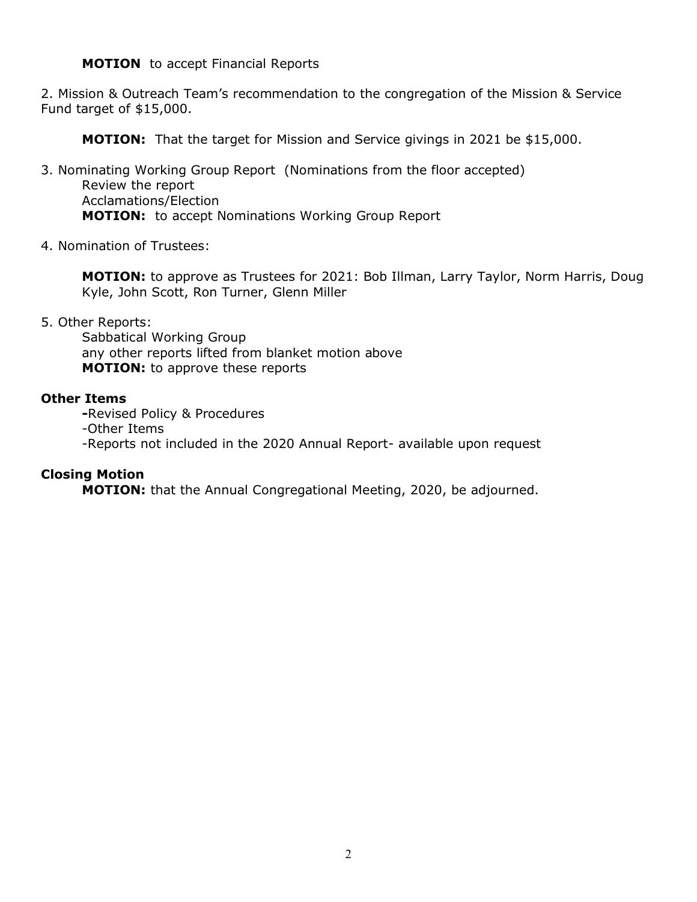**MOTION** to accept Financial Reports

2. Mission & Outreach Team's recommendation to the congregation of the Mission & Service Fund target of $15,000.

    **MOTION:** That the target for Mission and Service givings in 2021 be $15,000.

3. Nominating Working Group Report (Nominations from the floor accepted)
    Review the report
    Acclamations/Election
    **MOTION:** to accept Nominations Working Group Report

4. Nomination of Trustees:

    **MOTION:** to approve as Trustees for 2021: Bob Illman, Larry Taylor, Norm Harris, Doug Kyle, John Scott, Ron Turner, Glenn Miller

5. Other Reports:
    Sabbatical Working Group
    any other reports lifted from blanket motion above
    **MOTION:** to approve these reports

**Other Items**

- Revised Policy & Procedures
- Other Items
- Reports not included in the 2020 Annual Report- available upon request

**Closing Motion**

**MOTION:** that the Annual Congregational Meeting, 2020, be adjourned.